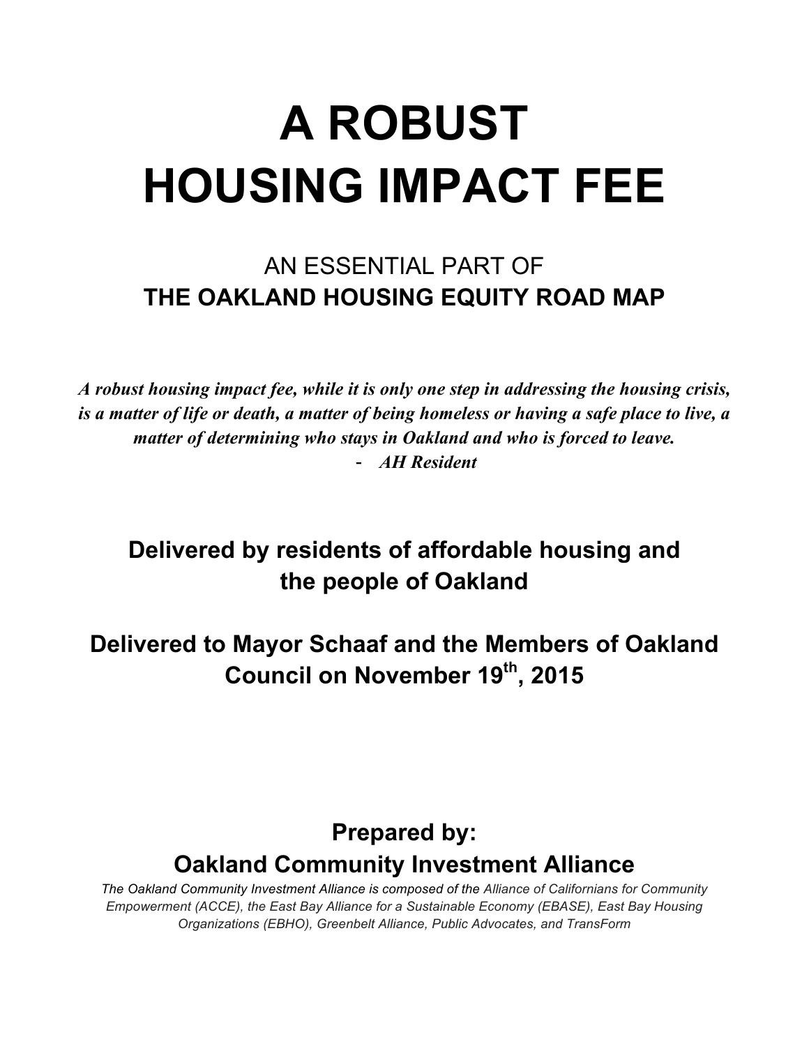# A ROBUST HOUSING IMPACT FEE

## AN ESSENTIAL PART OF
## THE OAKLAND HOUSING EQUITY ROAD MAP

***A robust housing impact fee, while it is only one step in addressing the housing crisis, is a matter of life or death, a matter of being homeless or having a safe place to live, a matter of determining who stays in Oakland and who is forced to leave.***

- ***AH Resident***

**Delivered by residents of affordable housing and the people of Oakland**

**Delivered to Mayor Schaaf and the Members of Oakland Council on November 19th, 2015**

**Prepared by:**
**Oakland Community Investment Alliance**

*The Oakland Community Investment Alliance is composed of the Alliance of Californians for Community Empowerment (ACCE), the East Bay Alliance for a Sustainable Economy (EBASE), East Bay Housing Organizations (EBHO), Greenbelt Alliance, Public Advocates, and TransForm*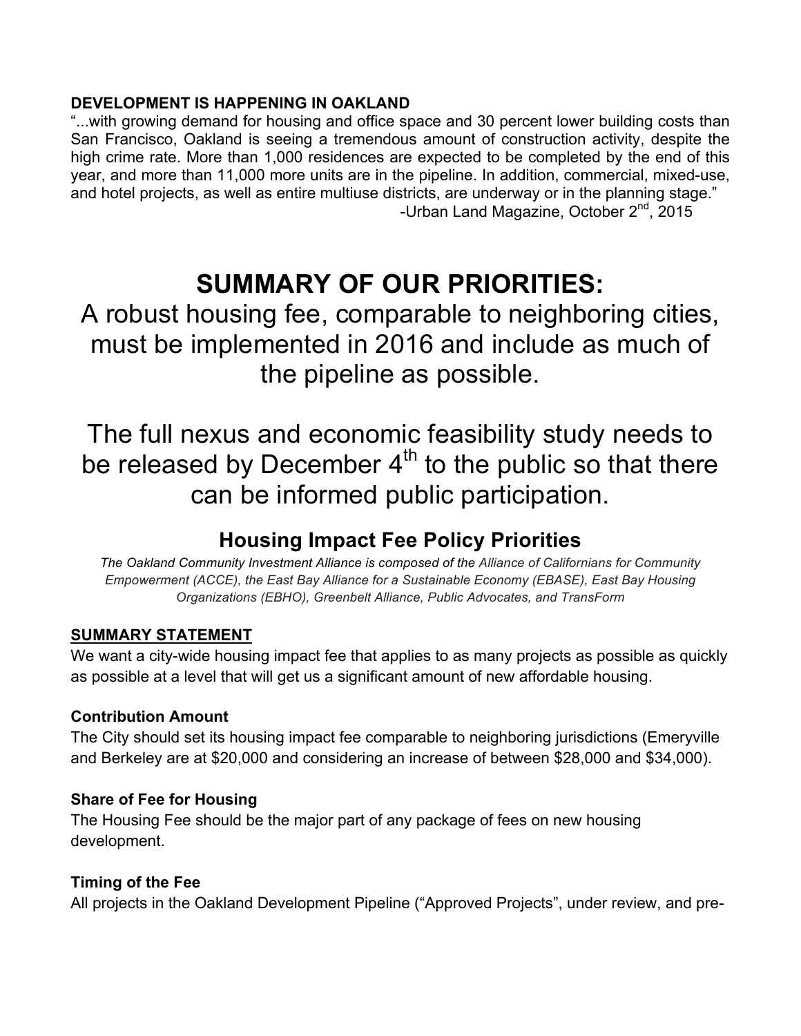**DEVELOPMENT IS HAPPENING IN OAKLAND**

"...with growing demand for housing and office space and 30 percent lower building costs than San Francisco, Oakland is seeing a tremendous amount of construction activity, despite the high crime rate. More than 1,000 residences are expected to be completed by the end of this year, and more than 11,000 more units are in the pipeline. In addition, commercial, mixed-use, and hotel projects, as well as entire multiuse districts, are underway or in the planning stage."

-Urban Land Magazine, October 2nd, 2015

# SUMMARY OF OUR PRIORITIES:

A robust housing fee, comparable to neighboring cities, must be implemented in 2016 and include as much of the pipeline as possible.

The full nexus and economic feasibility study needs to be released by December 4th to the public so that there can be informed public participation.

## Housing Impact Fee Policy Priorities

*The Oakland Community Investment Alliance is composed of the Alliance of Californians for Community Empowerment (ACCE), the East Bay Alliance for a Sustainable Economy (EBASE), East Bay Housing Organizations (EBHO), Greenbelt Alliance, Public Advocates, and TransForm*

**SUMMARY STATEMENT**

We want a city-wide housing impact fee that applies to as many projects as possible as quickly as possible at a level that will get us a significant amount of new affordable housing.

**Contribution Amount**

The City should set its housing impact fee comparable to neighboring jurisdictions (Emeryville and Berkeley are at $20,000 and considering an increase of between $28,000 and $34,000).

**Share of Fee for Housing**

The Housing Fee should be the major part of any package of fees on new housing development.

**Timing of the Fee**

All projects in the Oakland Development Pipeline ("Approved Projects", under review, and pre-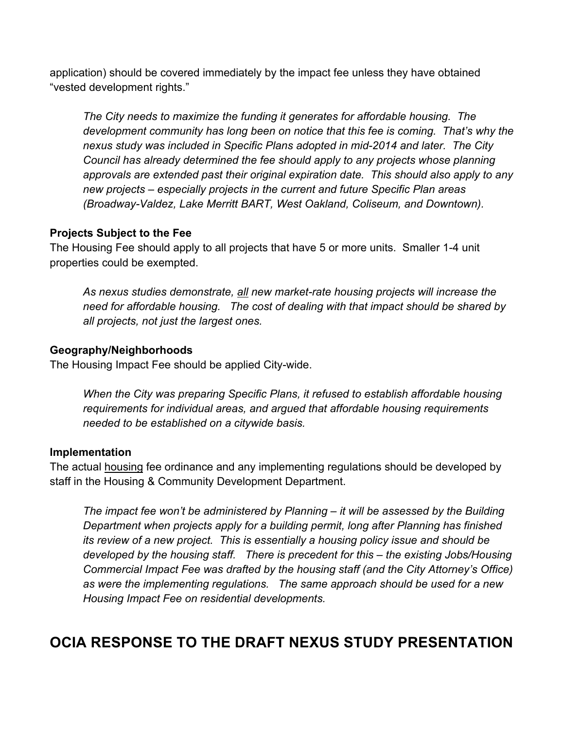application) should be covered immediately by the impact fee unless they have obtained "vested development rights."

> *The City needs to maximize the funding it generates for affordable housing. The development community has long been on notice that this fee is coming. That's why the nexus study was included in Specific Plans adopted in mid-2014 and later. The City Council has already determined the fee should apply to any projects whose planning approvals are extended past their original expiration date. This should also apply to any new projects – especially projects in the current and future Specific Plan areas (Broadway-Valdez, Lake Merritt BART, West Oakland, Coliseum, and Downtown).*

**Projects Subject to the Fee**

The Housing Fee should apply to all projects that have 5 or more units. Smaller 1-4 unit properties could be exempted.

> *As nexus studies demonstrate, <u>all</u> new market-rate housing projects will increase the need for affordable housing. The cost of dealing with that impact should be shared by all projects, not just the largest ones.*

**Geography/Neighborhoods**

The Housing Impact Fee should be applied City-wide.

> *When the City was preparing Specific Plans, it refused to establish affordable housing requirements for individual areas, and argued that affordable housing requirements needed to be established on a citywide basis.*

**Implementation**

The actual <u>housing</u> fee ordinance and any implementing regulations should be developed by staff in the Housing & Community Development Department.

> *The impact fee won't be administered by Planning – it will be assessed by the Building Department when projects apply for a building permit, long after Planning has finished its review of a new project. This is essentially a housing policy issue and should be developed by the housing staff. There is precedent for this – the existing Jobs/Housing Commercial Impact Fee was drafted by the housing staff (and the City Attorney's Office) as were the implementing regulations. The same approach should be used for a new Housing Impact Fee on residential developments.*

## OCIA RESPONSE TO THE DRAFT NEXUS STUDY PRESENTATION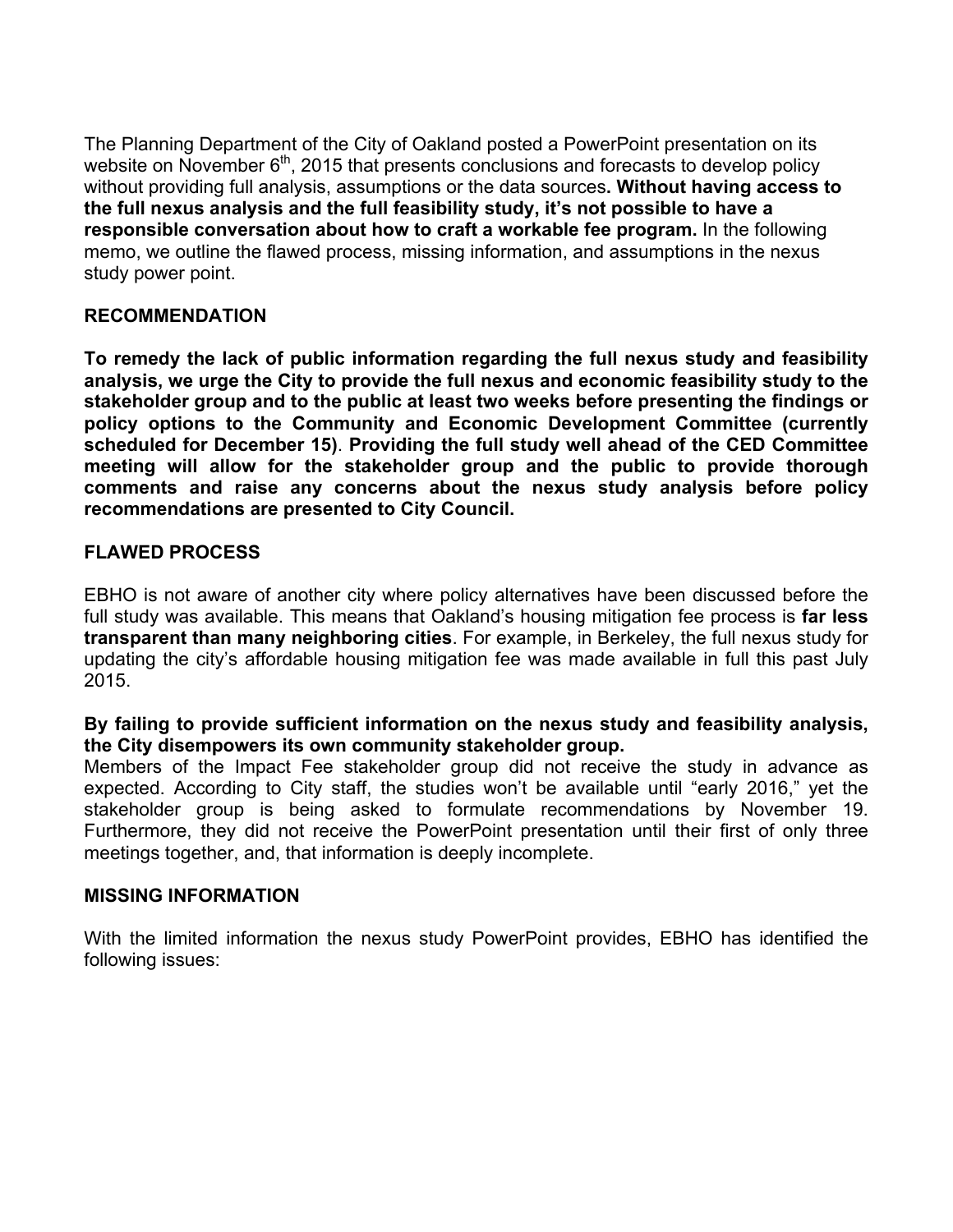The Planning Department of the City of Oakland posted a PowerPoint presentation on its website on November 6th, 2015 that presents conclusions and forecasts to develop policy without providing full analysis, assumptions or the data sources**. Without having access to the full nexus analysis and the full feasibility study, it's not possible to have a responsible conversation about how to craft a workable fee program.** In the following memo, we outline the flawed process, missing information, and assumptions in the nexus study power point.

## RECOMMENDATION

**To remedy the lack of public information regarding the full nexus study and feasibility analysis, we urge the City to provide the full nexus and economic feasibility study to the stakeholder group and to the public at least two weeks before presenting the findings or policy options to the Community and Economic Development Committee (currently scheduled for December 15)**. **Providing the full study well ahead of the CED Committee meeting will allow for the stakeholder group and the public to provide thorough comments and raise any concerns about the nexus study analysis before policy recommendations are presented to City Council.**

## FLAWED PROCESS

EBHO is not aware of another city where policy alternatives have been discussed before the full study was available. This means that Oakland's housing mitigation fee process is **far less transparent than many neighboring cities**. For example, in Berkeley, the full nexus study for updating the city's affordable housing mitigation fee was made available in full this past July 2015.

**By failing to provide sufficient information on the nexus study and feasibility analysis, the City disempowers its own community stakeholder group.**
Members of the Impact Fee stakeholder group did not receive the study in advance as expected. According to City staff, the studies won't be available until "early 2016," yet the stakeholder group is being asked to formulate recommendations by November 19. Furthermore, they did not receive the PowerPoint presentation until their first of only three meetings together, and, that information is deeply incomplete.

## MISSING INFORMATION

With the limited information the nexus study PowerPoint provides, EBHO has identified the following issues: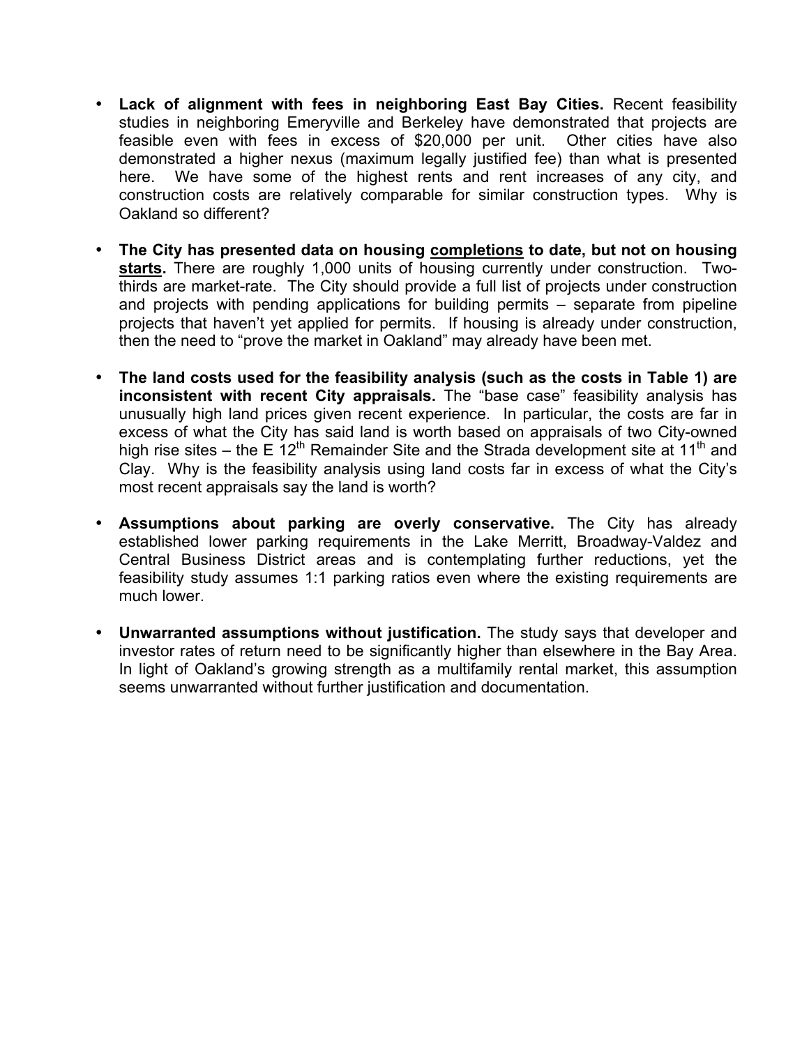- **Lack of alignment with fees in neighboring East Bay Cities.** Recent feasibility studies in neighboring Emeryville and Berkeley have demonstrated that projects are feasible even with fees in excess of $20,000 per unit. Other cities have also demonstrated a higher nexus (maximum legally justified fee) than what is presented here. We have some of the highest rents and rent increases of any city, and construction costs are relatively comparable for similar construction types. Why is Oakland so different?

- **The City has presented data on housing <u>completions</u> to date, but not on housing <u>starts</u>.** There are roughly 1,000 units of housing currently under construction. Two-thirds are market-rate. The City should provide a full list of projects under construction and projects with pending applications for building permits – separate from pipeline projects that haven't yet applied for permits. If housing is already under construction, then the need to "prove the market in Oakland" may already have been met.

- **The land costs used for the feasibility analysis (such as the costs in Table 1) are inconsistent with recent City appraisals.** The "base case" feasibility analysis has unusually high land prices given recent experience. In particular, the costs are far in excess of what the City has said land is worth based on appraisals of two City-owned high rise sites – the E 12th Remainder Site and the Strada development site at 11th and Clay. Why is the feasibility analysis using land costs far in excess of what the City's most recent appraisals say the land is worth?

- **Assumptions about parking are overly conservative.** The City has already established lower parking requirements in the Lake Merritt, Broadway-Valdez and Central Business District areas and is contemplating further reductions, yet the feasibility study assumes 1:1 parking ratios even where the existing requirements are much lower.

- **Unwarranted assumptions without justification.** The study says that developer and investor rates of return need to be significantly higher than elsewhere in the Bay Area. In light of Oakland's growing strength as a multifamily rental market, this assumption seems unwarranted without further justification and documentation.